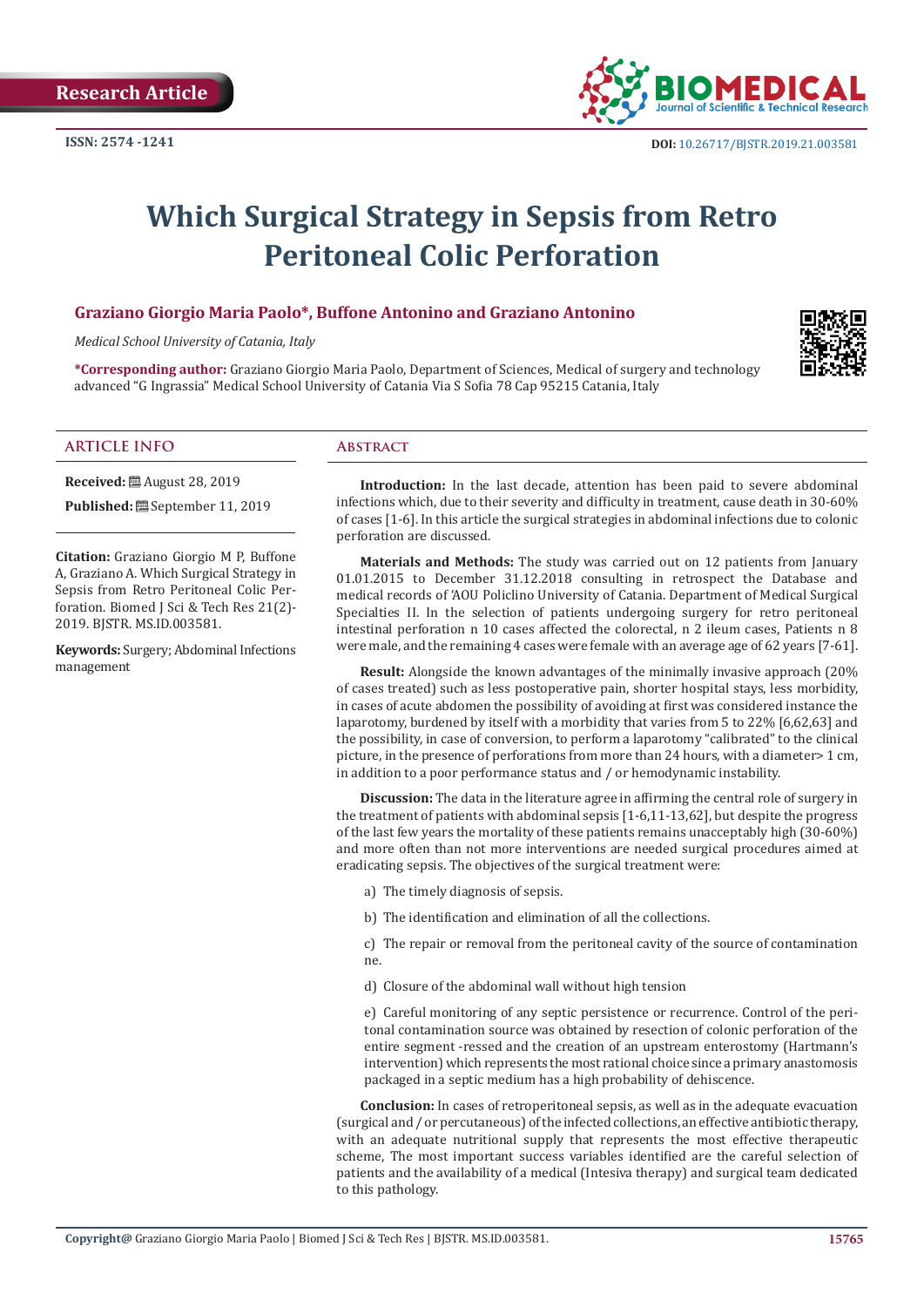Research Article

ISSN: 2574 -1241

DOI: 10.26717/BJSTR.2019.21.003581

# Which Surgical Strategy in Sepsis from Retro Peritoneal Colic Perforation

**Graziano Giorgio Maria Paolo\*, Buffone Antonino and Graziano Antonino**

*Medical School University of Catania, Italy*

**\*Corresponding author:** Graziano Giorgio Maria Paolo, Department of Sciences, Medical of surgery and technology advanced "G Ingrassia" Medical School University of Catania Via S Sofia 78 Cap 95215 Catania, Italy

## ARTICLE INFO

**Received:** August 28, 2019

**Published:** September 11, 2019

**Citation:** Graziano Giorgio M P, Buffone A, Graziano A. Which Surgical Strategy in Sepsis from Retro Peritoneal Colic Perforation. Biomed J Sci & Tech Res 21(2)-2019. BJSTR. MS.ID.003581.

**Keywords:** Surgery; Abdominal Infections management

## Abstract

**Introduction:** In the last decade, attention has been paid to severe abdominal infections which, due to their severity and difficulty in treatment, cause death in 30-60% of cases [1-6]. In this article the surgical strategies in abdominal infections due to colonic perforation are discussed.

**Materials and Methods:** The study was carried out on 12 patients from January 01.01.2015 to December 31.12.2018 consulting in retrospect the Database and medical records of 'AOU Policlino University of Catania. Department of Medical Surgical Specialties II. In the selection of patients undergoing surgery for retro peritoneal intestinal perforation n 10 cases affected the colorectal, n 2 ileum cases, Patients n 8 were male, and the remaining 4 cases were female with an average age of 62 years [7-61].

**Result:** Alongside the known advantages of the minimally invasive approach (20% of cases treated) such as less postoperative pain, shorter hospital stays, less morbidity, in cases of acute abdomen the possibility of avoiding at first was considered instance the laparotomy, burdened by itself with a morbidity that varies from 5 to 22% [6,62,63] and the possibility, in case of conversion, to perform a laparotomy "calibrated" to the clinical picture, in the presence of perforations from more than 24 hours, with a diameter> 1 cm, in addition to a poor performance status and / or hemodynamic instability.

**Discussion:** The data in the literature agree in affirming the central role of surgery in the treatment of patients with abdominal sepsis [1-6,11-13,62], but despite the progress of the last few years the mortality of these patients remains unacceptably high (30-60%) and more often than not more interventions are needed surgical procedures aimed at eradicating sepsis. The objectives of the surgical treatment were:

a) The timely diagnosis of sepsis.

b) The identification and elimination of all the collections.

c) The repair or removal from the peritoneal cavity of the source of contamination ne.

d) Closure of the abdominal wall without high tension

e) Careful monitoring of any septic persistence or recurrence. Control of the peritonal contamination source was obtained by resection of colonic perforation of the entire segment -ressed and the creation of an upstream enterostomy (Hartmann's intervention) which represents the most rational choice since a primary anastomosis packaged in a septic medium has a high probability of dehiscence.

**Conclusion:** In cases of retroperitoneal sepsis, as well as in the adequate evacuation (surgical and / or percutaneous) of the infected collections, an effective antibiotic therapy, with an adequate nutritional supply that represents the most effective therapeutic scheme, The most important success variables identified are the careful selection of patients and the availability of a medical (Intesiva therapy) and surgical team dedicated to this pathology.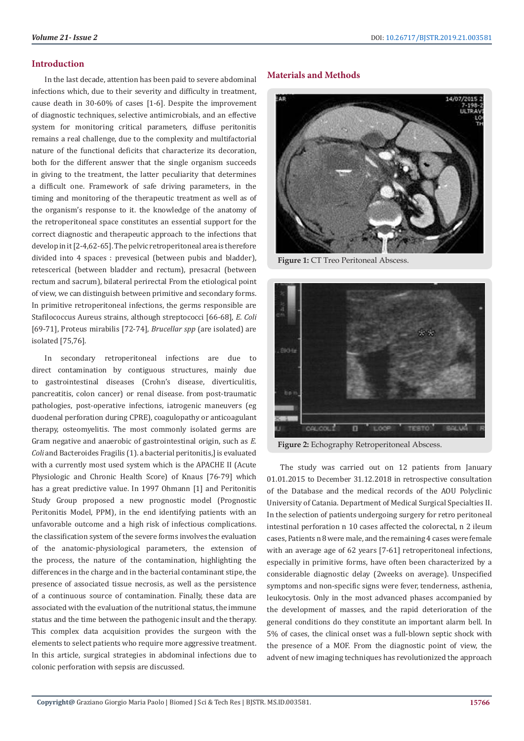## Introduction

In the last decade, attention has been paid to severe abdominal infections which, due to their severity and difficulty in treatment, cause death in 30-60% of cases [1-6]. Despite the improvement of diagnostic techniques, selective antimicrobials, and an effective system for monitoring critical parameters, diffuse peritonitis remains a real challenge, due to the complexity and multifactorial nature of the functional deficits that characterize its decoration, both for the different answer that the single organism succeeds in giving to the treatment, the latter peculiarity that determines a difficult one. Framework of safe driving parameters, in the timing and monitoring of the therapeutic treatment as well as of the organism's response to it. the knowledge of the anatomy of the retroperitoneal space constitutes an essential support for the correct diagnostic and therapeutic approach to the infections that develop in it [2-4,62-65]. The pelvic retroperitoneal area is therefore divided into 4 spaces : prevesical (between pubis and bladder), retescerical (between bladder and rectum), presacral (between rectum and sacrum), bilateral perirectal From the etiological point of view, we can distinguish between primitive and secondary forms. In primitive retroperitoneal infections, the germs responsible are Stafilococcus Aureus strains, although streptococci [66-68], *E. Coli* [69-71], Proteus mirabilis [72-74], *Brucellar spp* (are isolated) are isolated [75,76].

In secondary retroperitoneal infections are due to direct contamination by contiguous structures, mainly due to gastrointestinal diseases (Crohn's disease, diverticulitis, pancreatitis, colon cancer) or renal disease. from post-traumatic pathologies, post-operative infections, iatrogenic maneuvers (eg duodenal perforation during CPRE), coagulopathy or anticoagulant therapy, osteomyelitis. The most commonly isolated germs are Gram negative and anaerobic of gastrointestinal origin, such as *E. Coli* and Bacteroides Fragilis (1). a bacterial peritonitis,] is evaluated with a currently most used system which is the APACHE II (Acute Physiologic and Chronic Health Score) of Knaus [76-79] which has a great predictive value. In 1997 Ohmann [1] and Peritonitis Study Group proposed a new prognostic model (Prognostic Peritonitis Model, PPM), in the end identifying patients with an unfavorable outcome and a high risk of infectious complications. the classification system of the severe forms involves the evaluation of the anatomic-physiological parameters, the extension of the process, the nature of the contamination, highlighting the differences in the charge and in the bacterial contaminant stipe, the presence of associated tissue necrosis, as well as the persistence of a continuous source of contamination. Finally, these data are associated with the evaluation of the nutritional status, the immune status and the time between the pathogenic insult and the therapy. This complex data acquisition provides the surgeon with the elements to select patients who require more aggressive treatment. In this article, surgical strategies in abdominal infections due to colonic perforation with sepsis are discussed.

## Materials and Methods

**Figure 1:** CT Treo Peritoneal Abscess.

**Figure 2:** Echography Retroperitoneal Abscess.

The study was carried out on 12 patients from January 01.01.2015 to December 31.12.2018 in retrospective consultation of the Database and the medical records of the AOU Polyclinic University of Catania. Department of Medical Surgical Specialties II. In the selection of patients undergoing surgery for retro peritoneal intestinal perforation n 10 cases affected the colorectal, n 2 ileum cases, Patients n 8 were male, and the remaining 4 cases were female with an average age of 62 years [7-61] retroperitoneal infections, especially in primitive forms, have often been characterized by a considerable diagnostic delay (2weeks on average). Unspecified symptoms and non-specific signs were fever, tenderness, asthenia, leukocytosis. Only in the most advanced phases accompanied by the development of masses, and the rapid deterioration of the general conditions do they constitute an important alarm bell. In 5% of cases, the clinical onset was a full-blown septic shock with the presence of a MOF. From the diagnostic point of view, the advent of new imaging techniques has revolutionized the approach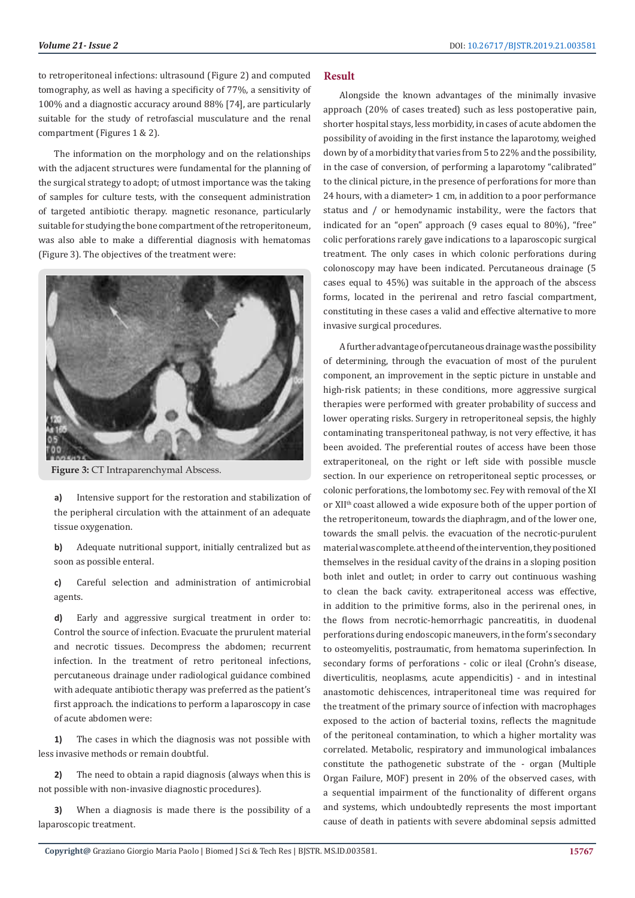to retroperitoneal infections: ultrasound (Figure 2) and computed tomography, as well as having a specificity of 77%, a sensitivity of 100% and a diagnostic accuracy around 88% [74], are particularly suitable for the study of retrofascial musculature and the renal compartment (Figures 1 & 2).

The information on the morphology and on the relationships with the adjacent structures were fundamental for the planning of the surgical strategy to adopt; of utmost importance was the taking of samples for culture tests, with the consequent administration of targeted antibiotic therapy. magnetic resonance, particularly suitable for studying the bone compartment of the retroperitoneum, was also able to make a differential diagnosis with hematomas (Figure 3). The objectives of the treatment were:

**Figure 3:** CT Intraparenchymal Abscess.

**a)** Intensive support for the restoration and stabilization of the peripheral circulation with the attainment of an adequate tissue oxygenation.

**b)** Adequate nutritional support, initially centralized but as soon as possible enteral.

**c)** Careful selection and administration of antimicrobial agents.

**d)** Early and aggressive surgical treatment in order to: Control the source of infection. Evacuate the prurulent material and necrotic tissues. Decompress the abdomen; recurrent infection. In the treatment of retro peritoneal infections, percutaneous drainage under radiological guidance combined with adequate antibiotic therapy was preferred as the patient's first approach. the indications to perform a laparoscopy in case of acute abdomen were:

**1)** The cases in which the diagnosis was not possible with less invasive methods or remain doubtful.

**2)** The need to obtain a rapid diagnosis (always when this is not possible with non-invasive diagnostic procedures).

**3)** When a diagnosis is made there is the possibility of a laparoscopic treatment.

## Result

Alongside the known advantages of the minimally invasive approach (20% of cases treated) such as less postoperative pain, shorter hospital stays, less morbidity, in cases of acute abdomen the possibility of avoiding in the first instance the laparotomy, weighed down by of a morbidity that varies from 5 to 22% and the possibility, in the case of conversion, of performing a laparotomy "calibrated" to the clinical picture, in the presence of perforations for more than 24 hours, with a diameter> 1 cm, in addition to a poor performance status and / or hemodynamic instability., were the factors that indicated for an "open" approach (9 cases equal to 80%), "free" colic perforations rarely gave indications to a laparoscopic surgical treatment. The only cases in which colonic perforations during colonoscopy may have been indicated. Percutaneous drainage (5 cases equal to 45%) was suitable in the approach of the abscess forms, located in the perirenal and retro fascial compartment, constituting in these cases a valid and effective alternative to more invasive surgical procedures.

A further advantage of percutaneous drainage was the possibility of determining, through the evacuation of most of the purulent component, an improvement in the septic picture in unstable and high-risk patients; in these conditions, more aggressive surgical therapies were performed with greater probability of success and lower operating risks. Surgery in retroperitoneal sepsis, the highly contaminating transperitoneal pathway, is not very effective, it has been avoided. The preferential routes of access have been those extraperitoneal, on the right or left side with possible muscle section. In our experience on retroperitoneal septic processes, or colonic perforations, the lombotomy sec. Fey with removal of the XI or XII[th] coast allowed a wide exposure both of the upper portion of the retroperitoneum, towards the diaphragm, and of the lower one, towards the small pelvis. the evacuation of the necrotic-purulent material was complete. at the end of the intervention, they positioned themselves in the residual cavity of the drains in a sloping position both inlet and outlet; in order to carry out continuous washing to clean the back cavity. extraperitoneal access was effective, in addition to the primitive forms, also in the perirenal ones, in the flows from necrotic-hemorrhagic pancreatitis, in duodenal perforations during endoscopic maneuvers, in the form's secondary to osteomyelitis, postraumatic, from hematoma superinfection. In secondary forms of perforations - colic or ileal (Crohn's disease, diverticulitis, neoplasms, acute appendicitis) - and in intestinal anastomotic dehiscences, intraperitoneal time was required for the treatment of the primary source of infection with macrophages exposed to the action of bacterial toxins, reflects the magnitude of the peritoneal contamination, to which a higher mortality was correlated. Metabolic, respiratory and immunological imbalances constitute the pathogenetic substrate of the - organ (Multiple Organ Failure, MOF) present in 20% of the observed cases, with a sequential impairment of the functionality of different organs and systems, which undoubtedly represents the most important cause of death in patients with severe abdominal sepsis admitted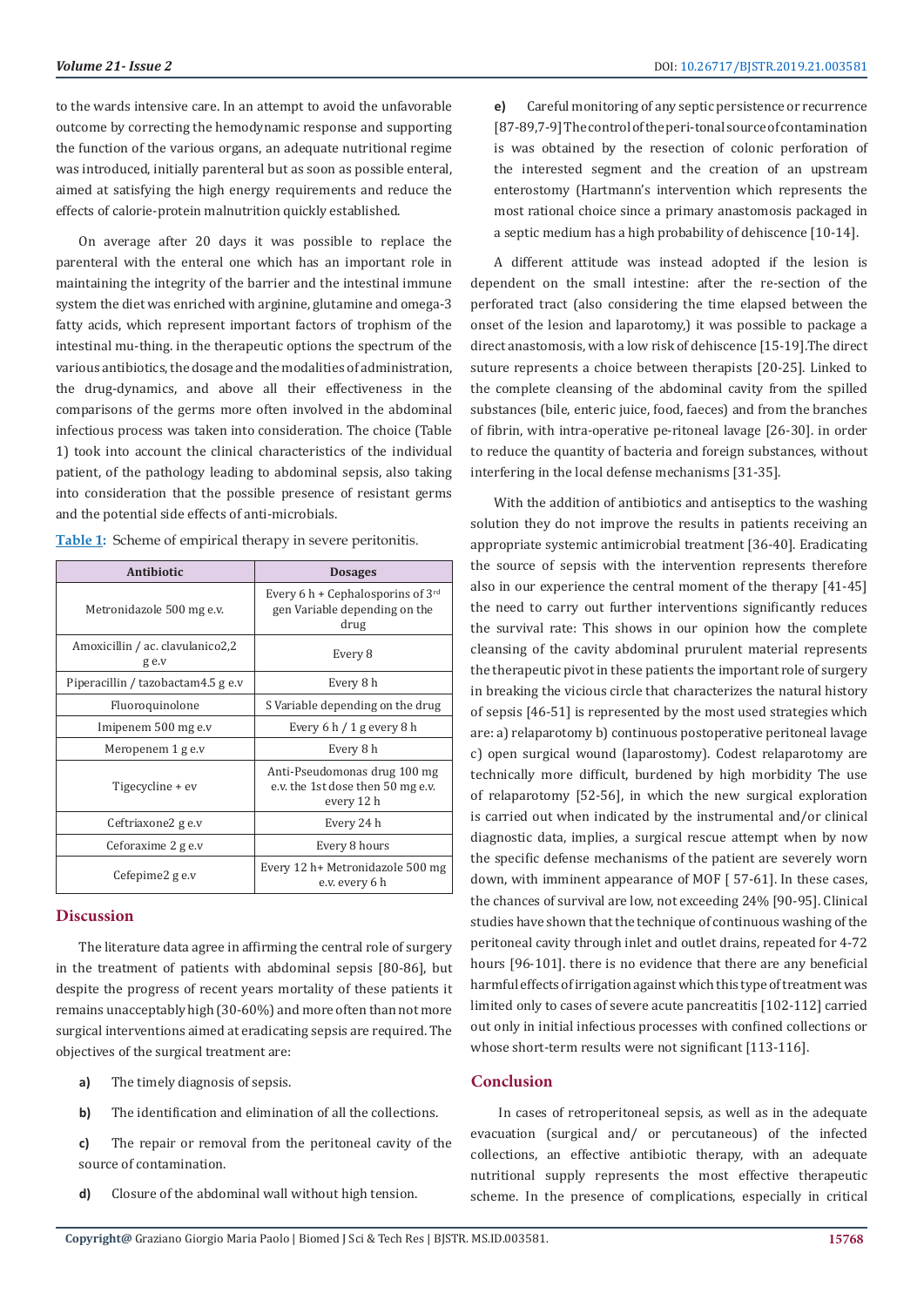to the wards intensive care. In an attempt to avoid the unfavorable outcome by correcting the hemodynamic response and supporting the function of the various organs, an adequate nutritional regime was introduced, initially parenteral but as soon as possible enteral, aimed at satisfying the high energy requirements and reduce the effects of calorie-protein malnutrition quickly established.

On average after 20 days it was possible to replace the parenteral with the enteral one which has an important role in maintaining the integrity of the barrier and the intestinal immune system the diet was enriched with arginine, glutamine and omega-3 fatty acids, which represent important factors of trophism of the intestinal mu-thing. in the therapeutic options the spectrum of the various antibiotics, the dosage and the modalities of administration, the drug-dynamics, and above all their effectiveness in the comparisons of the germs more often involved in the abdominal infectious process was taken into consideration. The choice (Table 1) took into account the clinical characteristics of the individual patient, of the pathology leading to abdominal sepsis, also taking into consideration that the possible presence of resistant germs and the potential side effects of anti-microbials.

**Table 1:** Scheme of empirical therapy in severe peritonitis.

| Antibiotic | Dosages |
|---|---|
| Metronidazole 500 mg e.v. | Every 6 h + Cephalosporins of 3rd gen Variable depending on the drug |
| Amoxicillin / ac. clavulanico2,2 g e.v | Every 8 |
| Piperacillin / tazobactam4.5 g e.v | Every 8 h |
| Fluoroquinolone | S Variable depending on the drug |
| Imipenem 500 mg e.v | Every 6 h / 1 g every 8 h |
| Meropenem 1 g e.v | Every 8 h |
| Tigecycline + ev | Anti-Pseudomonas drug 100 mg e.v. the 1st dose then 50 mg e.v. every 12 h |
| Ceftriaxone2 g e.v | Every 24 h |
| Ceforaxime 2 g e.v | Every 8 hours |
| Cefepime2 g e.v | Every 12 h+ Metronidazole 500 mg e.v. every 6 h |

## Discussion

The literature data agree in affirming the central role of surgery in the treatment of patients with abdominal sepsis [80-86], but despite the progress of recent years mortality of these patients it remains unacceptably high (30-60%) and more often than not more surgical interventions aimed at eradicating sepsis are required. The objectives of the surgical treatment are:

**a)** The timely diagnosis of sepsis.

**b)** The identification and elimination of all the collections.

**c)** The repair or removal from the peritoneal cavity of the source of contamination.

**d)** Closure of the abdominal wall without high tension.

**e)** Careful monitoring of any septic persistence or recurrence [87-89,7-9] The control of the peri-tonal source of contamination is was obtained by the resection of colonic perforation of the interested segment and the creation of an upstream enterostomy (Hartmann's intervention which represents the most rational choice since a primary anastomosis packaged in a septic medium has a high probability of dehiscence [10-14].

A different attitude was instead adopted if the lesion is dependent on the small intestine: after the re-section of the perforated tract (also considering the time elapsed between the onset of the lesion and laparotomy,) it was possible to package a direct anastomosis, with a low risk of dehiscence [15-19].The direct suture represents a choice between therapists [20-25]. Linked to the complete cleansing of the abdominal cavity from the spilled substances (bile, enteric juice, food, faeces) and from the branches of fibrin, with intra-operative pe-ritoneal lavage [26-30]. in order to reduce the quantity of bacteria and foreign substances, without interfering in the local defense mechanisms [31-35].

With the addition of antibiotics and antiseptics to the washing solution they do not improve the results in patients receiving an appropriate systemic antimicrobial treatment [36-40]. Eradicating the source of sepsis with the intervention represents therefore also in our experience the central moment of the therapy [41-45] the need to carry out further interventions significantly reduces the survival rate: This shows in our opinion how the complete cleansing of the cavity abdominal prurulent material represents the therapeutic pivot in these patients the important role of surgery in breaking the vicious circle that characterizes the natural history of sepsis [46-51] is represented by the most used strategies which are: a) relaparotomy b) continuous postoperative peritoneal lavage c) open surgical wound (laparostomy). Codest relaparotomy are technically more difficult, burdened by high morbidity The use of relaparotomy [52-56], in which the new surgical exploration is carried out when indicated by the instrumental and/or clinical diagnostic data, implies, a surgical rescue attempt when by now the specific defense mechanisms of the patient are severely worn down, with imminent appearance of MOF [ 57-61]. In these cases, the chances of survival are low, not exceeding 24% [90-95]. Clinical studies have shown that the technique of continuous washing of the peritoneal cavity through inlet and outlet drains, repeated for 4-72 hours [96-101]. there is no evidence that there are any beneficial harmful effects of irrigation against which this type of treatment was limited only to cases of severe acute pancreatitis [102-112] carried out only in initial infectious processes with confined collections or whose short-term results were not significant [113-116].

## Conclusion

In cases of retroperitoneal sepsis, as well as in the adequate evacuation (surgical and/ or percutaneous) of the infected collections, an effective antibiotic therapy, with an adequate nutritional supply represents the most effective therapeutic scheme. In the presence of complications, especially in critical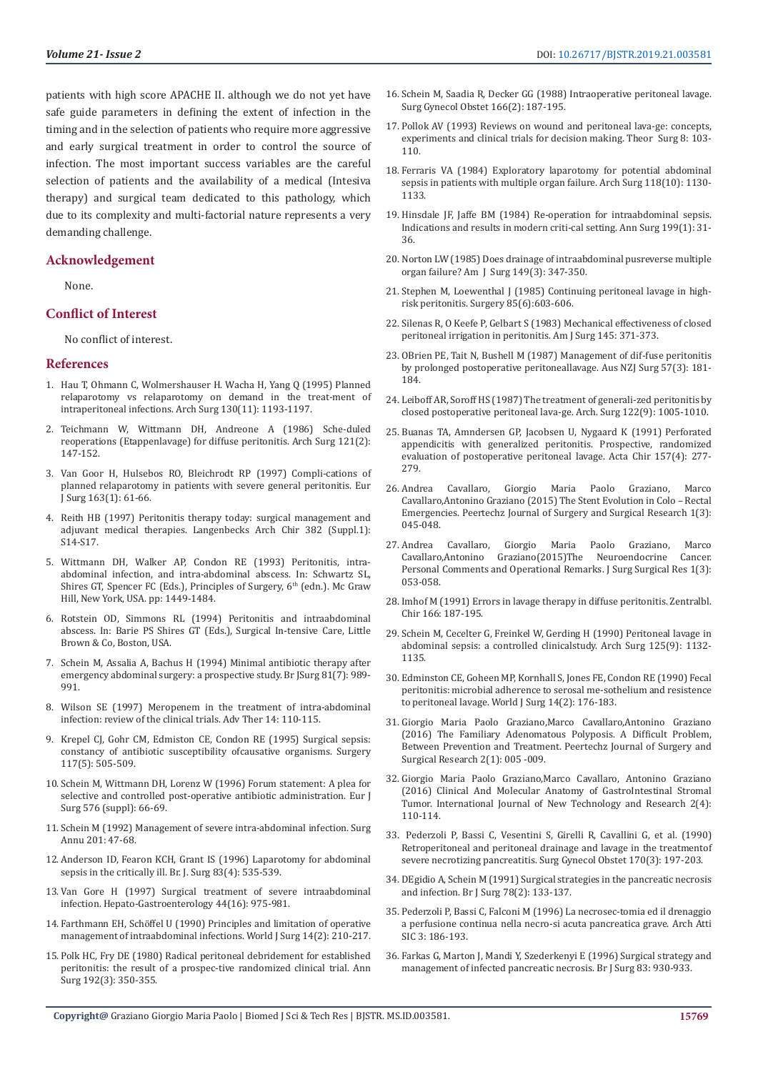patients with high score APACHE II. although we do not yet have safe guide parameters in defining the extent of infection in the timing and in the selection of patients who require more aggressive and early surgical treatment in order to control the source of infection. The most important success variables are the careful selection of patients and the availability of a medical (Intesiva therapy) and surgical team dedicated to this pathology, which due to its complexity and multi-factorial nature represents a very demanding challenge.

## Acknowledgement

None.

## Conflict of Interest

No conflict of interest.

## References

1. Hau T, Ohmann C, Wolmershauser H. Wacha H, Yang Q (1995) Planned relaparotomy vs relaparotomy on demand in the treat-ment of intraperitoneal infections. Arch Surg 130(11): 1193-1197.
2. Teichmann W, Wittmann DH, Andreone A (1986) Sche-duled reoperations (Etappenlavage) for diffuse peritonitis. Arch Surg 121(2): 147-152.
3. Van Goor H, Hulsebos RO, Bleichrodt RP (1997) Compli-cations of planned relaparotomy in patients with severe general peritonitis. Eur J Surg 163(1): 61-66.
4. Reith HB (1997) Peritonitis therapy today: surgical management and adjuvant medical therapies. Langenbecks Arch Chir 382 (Suppl.1): S14-S17.
5. Wittmann DH, Walker AP, Condon RE (1993) Peritonitis, intra-abdominal infection, and intra-abdominal abscess. In: Schwartz SL, Shires GT, Spencer FC (Eds.), Principles of Surgery, 6th (edn.). Mc Graw Hill, New York, USA. pp: 1449-1484.
6. Rotstein OD, Simmons RL (1994) Peritonitis and intraabdominal abscess. In: Barie PS Shires GT (Eds.), Surgical In-tensive Care, Little Brown & Co, Boston, USA.
7. Schein M, Assalia A, Bachus H (1994) Minimal antibiotic therapy after emergency abdominal surgery: a prospective study. Br JSurg 81(7): 989-991.
8. Wilson SE (1997) Meropenem in the treatment of intra-abdominal infection: review of the clinical trials. Adv Ther 14: 110-115.
9. Krepel CJ, Gohr CM, Edmiston CE, Condon RE (1995) Surgical sepsis: constancy of antibiotic susceptibility ofcausative organisms. Surgery 117(5): 505-509.
10. Schein M, Wittmann DH, Lorenz W (1996) Forum statement: A plea for selective and controlled post-operative antibiotic administration. Eur J Surg 576 (suppl): 66-69.
11. Schein M (1992) Management of severe intra-abdominal infection. Surg Annu 201: 47-68.
12. Anderson ID, Fearon KCH, Grant IS (1996) Laparotomy for abdominal sepsis in the critically ill. Br. J. Surg 83(4): 535-539.
13. Van Gore H (1997) Surgical treatment of severe intraabdominal infection. Hepato-Gastroenterology 44(16): 975-981.
14. Farthmann EH, Schöffel U (1990) Principles and limitation of operative management of intraabdominal infections. World J Surg 14(2): 210-217.
15. Polk HC, Fry DE (1980) Radical peritoneal debridement for established peritonitis: the result of a prospec-tive randomized clinical trial. Ann Surg 192(3): 350-355.
16. Schein M, Saadia R, Decker GG (1988) Intraoperative peritoneal lavage. Surg Gynecol Obstet 166(2): 187-195.
17. Pollok AV (1993) Reviews on wound and peritoneal lava-ge: concepts, experiments and clinical trials for decision making. Theor Surg 8: 103-110.
18. Ferraris VA (1984) Exploratory laparotomy for potential abdominal sepsis in patients with multiple organ failure. Arch Surg 118(10): 1130-1133.
19. Hinsdale JF, Jaffe BM (1984) Re-operation for intraabdominal sepsis. Indications and results in modern criti-cal setting. Ann Surg 199(1): 31-36.
20. Norton LW (1985) Does drainage of intraabdominal pusreverse multiple organ failure? Am J Surg 149(3): 347-350.
21. Stephen M, Loewenthal J (1985) Continuing peritoneal lavage in high-risk peritonitis. Surgery 85(6):603-606.
22. Silenas R, O Keefe P, Gelbart S (1983) Mechanical effectiveness of closed peritoneal irrigation in peritonitis. Am J Surg 145: 371-373.
23. OBrien PE, Tait N, Bushell M (1987) Management of dif-fuse peritonitis by prolonged postoperative peritoneallavage. Aus NZJ Surg 57(3): 181-184.
24. Leiboff AR, Soroff HS (1987) The treatment of generali-zed peritonitis by closed postoperative peritoneal lava-ge. Arch. Surg 122(9): 1005-1010.
25. Buanas TA, Amndersen GP, Jacobsen U, Nygaard K (1991) Perforated appendicitis with generalized peritonitis. Prospective, randomized evaluation of postoperative peritoneal lavage. Acta Chir 157(4): 277-279.
26. Andrea Cavallaro, Giorgio Maria Paolo Graziano, Marco Cavallaro,Antonino Graziano (2015) The Stent Evolution in Colo – Rectal Emergencies. Peertechz Journal of Surgery and Surgical Research 1(3): 045-048.
27. Andrea Cavallaro, Giorgio Maria Paolo Graziano, Marco Cavallaro,Antonino Graziano(2015)The Neuroendocrine Cancer. Personal Comments and Operational Remarks. J Surg Surgical Res 1(3): 053-058.
28. Imhof M (1991) Errors in lavage therapy in diffuse peritonitis. Zentralbl. Chir 166: 187-195.
29. Schein M, Cecelter G, Freinkel W, Gerding H (1990) Peritoneal lavage in abdominal sepsis: a controlled clinicalstudy. Arch Surg 125(9): 1132-1135.
30. Edminston CE, Goheen MP, Kornhall S, Jones FE, Condon RE (1990) Fecal peritonitis: microbial adherence to serosal me-sothelium and resistence to peritoneal lavage. World J Surg 14(2): 176-183.
31. Giorgio Maria Paolo Graziano,Marco Cavallaro,Antonino Graziano (2016) The Familiary Adenomatous Polyposis. A Difficult Problem, Between Prevention and Treatment. Peertechz Journal of Surgery and Surgical Research 2(1): 005 -009.
32. Giorgio Maria Paolo Graziano,Marco Cavallaro, Antonino Graziano (2016) Clinical And Molecular Anatomy of GastroIntestinal Stromal Tumor. International Journal of New Technology and Research 2(4): 110-114.
33. Pederzoli P, Bassi C, Vesentini S, Girelli R, Cavallini G, et al. (1990) Retroperitoneal and peritoneal drainage and lavage in the treatmentof severe necrotizing pancreatitis. Surg Gynecol Obstet 170(3): 197-203.
34. DEgidio A, Schein M (1991) Surgical strategies in the pancreatic necrosis and infection. Br J Surg 78(2): 133-137.
35. Pederzoli P, Bassi C, Falconi M (1996) La necrosec-tomia ed il drenaggio a perfusione continua nella necro-si acuta pancreatica grave. Arch Atti SIC 3: 186-193.
36. Farkas G, Marton J, Mandi Y, Szederkenyi E (1996) Surgical strategy and management of infected pancreatic necrosis. Br J Surg 83: 930-933.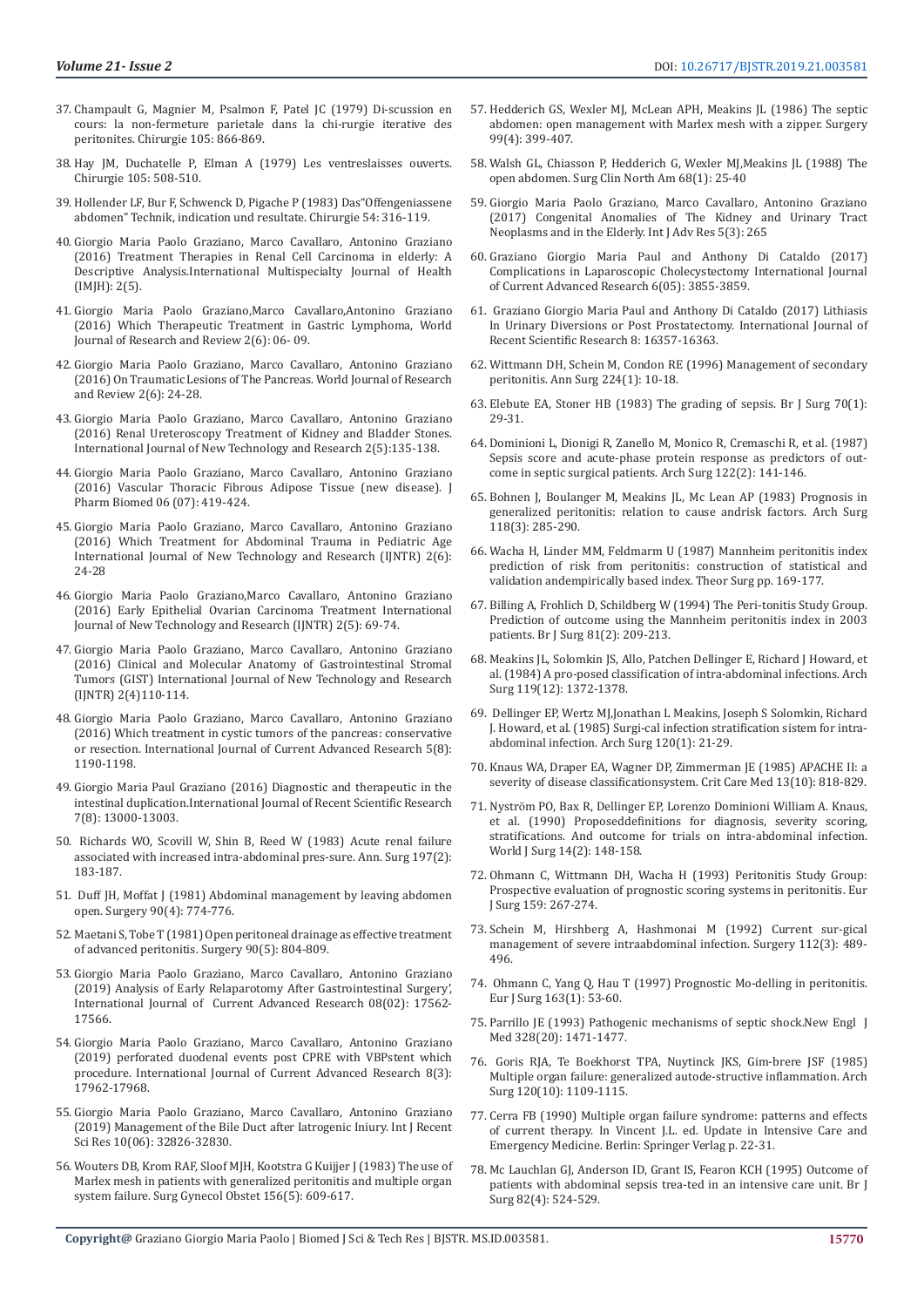37. Champault G, Magnier M, Psalmon F, Patel JC (1979) Di-scussion en cours: la non-fermeture parietale dans la chi-rurgie iterative des peritonites. Chirurgie 105: 866-869.
38. Hay JM, Duchatelle P, Elman A (1979) Les ventreslaisses ouverts. Chirurgie 105: 508-510.
39. Hollender LF, Bur F, Schwenck D, Pigache P (1983) Das"Offengeniassene abdomen" Technik, indication und resultate. Chirurgie 54: 316-119.
40. Giorgio Maria Paolo Graziano, Marco Cavallaro, Antonino Graziano (2016) Treatment Therapies in Renal Cell Carcinoma in elderly: A Descriptive Analysis.International Multispecialty Journal of Health (IMJH): 2(5).
41. Giorgio Maria Paolo Graziano,Marco Cavallaro,Antonino Graziano (2016) Which Therapeutic Treatment in Gastric Lymphoma, World Journal of Research and Review 2(6): 06- 09.
42. Giorgio Maria Paolo Graziano, Marco Cavallaro, Antonino Graziano (2016) On Traumatic Lesions of The Pancreas. World Journal of Research and Review 2(6): 24-28.
43. Giorgio Maria Paolo Graziano, Marco Cavallaro, Antonino Graziano (2016) Renal Ureteroscopy Treatment of Kidney and Bladder Stones. International Journal of New Technology and Research 2(5):135-138.
44. Giorgio Maria Paolo Graziano, Marco Cavallaro, Antonino Graziano (2016) Vascular Thoracic Fibrous Adipose Tissue (new disease). J Pharm Biomed 06 (07): 419-424.
45. Giorgio Maria Paolo Graziano, Marco Cavallaro, Antonino Graziano (2016) Which Treatment for Abdominal Trauma in Pediatric Age International Journal of New Technology and Research (IJNTR) 2(6): 24-28
46. Giorgio Maria Paolo Graziano,Marco Cavallaro, Antonino Graziano (2016) Early Epithelial Ovarian Carcinoma Treatment International Journal of New Technology and Research (IJNTR) 2(5): 69-74.
47. Giorgio Maria Paolo Graziano, Marco Cavallaro, Antonino Graziano (2016) Clinical and Molecular Anatomy of Gastrointestinal Stromal Tumors (GIST) International Journal of New Technology and Research (IJNTR) 2(4)110-114.
48. Giorgio Maria Paolo Graziano, Marco Cavallaro, Antonino Graziano (2016) Which treatment in cystic tumors of the pancreas: conservative or resection. International Journal of Current Advanced Research 5(8): 1190-1198.
49. Giorgio Maria Paul Graziano (2016) Diagnostic and therapeutic in the intestinal duplication.International Journal of Recent Scientific Research 7(8): 13000-13003.
50. Richards WO, Scovill W, Shin B, Reed W (1983) Acute renal failure associated with increased intra-abdominal pres-sure. Ann. Surg 197(2): 183-187.
51. Duff JH, Moffat J (1981) Abdominal management by leaving abdomen open. Surgery 90(4): 774-776.
52. Maetani S, Tobe T (1981) Open peritoneal drainage as effective treatment of advanced peritonitis. Surgery 90(5): 804-809.
53. Giorgio Maria Paolo Graziano, Marco Cavallaro, Antonino Graziano (2019) Analysis of Early Relaparotomy After Gastrointestinal Surgery', International Journal of Current Advanced Research 08(02): 17562-17566.
54. Giorgio Maria Paolo Graziano, Marco Cavallaro, Antonino Graziano (2019) perforated duodenal events post CPRE with VBPstent which procedure. International Journal of Current Advanced Research 8(3): 17962-17968.
55. Giorgio Maria Paolo Graziano, Marco Cavallaro, Antonino Graziano (2019) Management of the Bile Duct after Iatrogenic Iniury. Int J Recent Sci Res 10(06): 32826-32830.
56. Wouters DB, Krom RAF, Sloof MJH, Kootstra G Kuijjer J (1983) The use of Marlex mesh in patients with generalized peritonitis and multiple organ system failure. Surg Gynecol Obstet 156(5): 609-617.
57. Hedderich GS, Wexler MJ, McLean APH, Meakins JL (1986) The septic abdomen: open management with Marlex mesh with a zipper. Surgery 99(4): 399-407.
58. Walsh GL, Chiasson P, Hedderich G, Wexler MJ,Meakins JL (1988) The open abdomen. Surg Clin North Am 68(1): 25-40
59. Giorgio Maria Paolo Graziano, Marco Cavallaro, Antonino Graziano (2017) Congenital Anomalies of The Kidney and Urinary Tract Neoplasms and in the Elderly. Int J Adv Res 5(3): 265
60. Graziano Giorgio Maria Paul and Anthony Di Cataldo (2017) Complications in Laparoscopic Cholecystectomy International Journal of Current Advanced Research 6(05): 3855-3859.
61. Graziano Giorgio Maria Paul and Anthony Di Cataldo (2017) Lithiasis In Urinary Diversions or Post Prostatectomy. International Journal of Recent Scientific Research 8: 16357-16363.
62. Wittmann DH, Schein M, Condon RE (1996) Management of secondary peritonitis. Ann Surg 224(1): 10-18.
63. Elebute EA, Stoner HB (1983) The grading of sepsis. Br J Surg 70(1): 29-31.
64. Dominioni L, Dionigi R, Zanello M, Monico R, Cremaschi R, et al. (1987) Sepsis score and acute-phase protein response as predictors of outcome in septic surgical patients. Arch Surg 122(2): 141-146.
65. Bohnen J, Boulanger M, Meakins JL, Mc Lean AP (1983) Prognosis in generalized peritonitis: relation to cause andrisk factors. Arch Surg 118(3): 285-290.
66. Wacha H, Linder MM, Feldmarm U (1987) Mannheim peritonitis index prediction of risk from peritonitis: construction of statistical and validation andempirically based index. Theor Surg pp. 169-177.
67. Billing A, Frohlich D, Schildberg W (1994) The Peri-tonitis Study Group. Prediction of outcome using the Mannheim peritonitis index in 2003 patients. Br J Surg 81(2): 209-213.
68. Meakins JL, Solomkin JS, Allo, Patchen Dellinger E, Richard J Howard, et al. (1984) A pro-posed classification of intra-abdominal infections. Arch Surg 119(12): 1372-1378.
69. Dellinger EP, Wertz MJ,Jonathan L Meakins, Joseph S Solomkin, Richard J. Howard, et al. (1985) Surgi-cal infection stratification sistem for intra-abdominal infection. Arch Surg 120(1): 21-29.
70. Knaus WA, Draper EA, Wagner DP, Zimmerman JE (1985) APACHE II: a severity of disease classificationsystem. Crit Care Med 13(10): 818-829.
71. Nyström PO, Bax R, Dellinger EP, Lorenzo Dominioni William A. Knaus, et al. (1990) Proposeddefinitions for diagnosis, severity scoring, stratifications. And outcome for trials on intra-abdominal infection. World J Surg 14(2): 148-158.
72. Ohmann C, Wittmann DH, Wacha H (1993) Peritonitis Study Group: Prospective evaluation of prognostic scoring systems in peritonitis. Eur J Surg 159: 267-274.
73. Schein M, Hirshberg A, Hashmonai M (1992) Current sur-gical management of severe intraabdominal infection. Surgery 112(3): 489-496.
74. Ohmann C, Yang Q, Hau T (1997) Prognostic Mo-delling in peritonitis. Eur J Surg 163(1): 53-60.
75. Parrillo JE (1993) Pathogenic mechanisms of septic shock.New Engl J Med 328(20): 1471-1477.
76. Goris RJA, Te Boekhorst TPA, Nuytinck JKS, Gim-brere JSF (1985) Multiple organ failure: generalized autode-structive inflammation. Arch Surg 120(10): 1109-1115.
77. Cerra FB (1990) Multiple organ failure syndrome: patterns and effects of current therapy. In Vincent J.L. ed. Update in Intensive Care and Emergency Medicine. Berlin: Springer Verlag p. 22-31.
78. Mc Lauchlan GJ, Anderson ID, Grant IS, Fearon KCH (1995) Outcome of patients with abdominal sepsis trea-ted in an intensive care unit. Br J Surg 82(4): 524-529.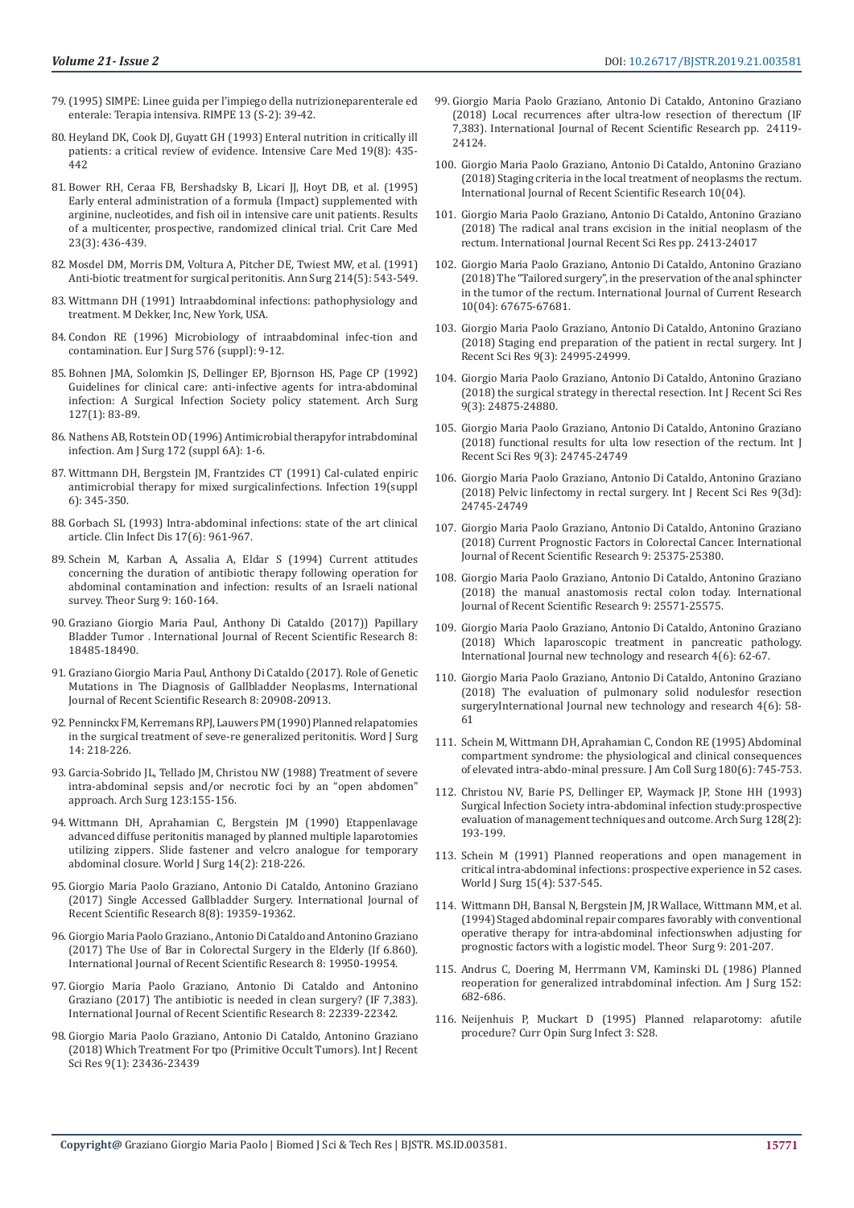79. (1995) SIMPE: Linee guida per l'impiego della nutrizioneparenterale ed enterale: Terapia intensiva. RIMPE 13 (S-2): 39-42.

80. Heyland DK, Cook DJ, Guyatt GH (1993) Enteral nutrition in critically ill patients: a critical review of evidence. Intensive Care Med 19(8): 435-442

81. Bower RH, Ceraa FB, Bershadsky B, Licari JJ, Hoyt DB, et al. (1995) Early enteral administration of a formula (Impact) supplemented with arginine, nucleotides, and fish oil in intensive care unit patients. Results of a multicenter, prospective, randomized clinical trial. Crit Care Med 23(3): 436-439.

82. Mosdel DM, Morris DM, Voltura A, Pitcher DE, Twiest MW, et al. (1991) Anti-biotic treatment for surgical peritonitis. Ann Surg 214(5): 543-549.

83. Wittmann DH (1991) Intraabdominal infections: pathophysiology and treatment. M Dekker, Inc, New York, USA.

84. Condon RE (1996) Microbiology of intraabdominal infec-tion and contamination. Eur J Surg 576 (suppl): 9-12.

85. Bohnen JMA, Solomkin JS, Dellinger EP, Bjornson HS, Page CP (1992) Guidelines for clinical care: anti-infective agents for intra-abdominal infection: A Surgical Infection Society policy statement. Arch Surg 127(1): 83-89.

86. Nathens AB, Rotstein OD (1996) Antimicrobial therapyfor intrabdominal infection. Am J Surg 172 (suppl 6A): 1-6.

87. Wittmann DH, Bergstein JM, Frantzides CT (1991) Cal-culated empiric antimicrobial therapy for mixed surgicalinfections. Infection 19(suppl 6): 345-350.

88. Gorbach SL (1993) Intra-abdominal infections: state of the art clinical article. Clin Infect Dis 17(6): 961-967.

89. Schein M, Karban A, Assalia A, Eldar S (1994) Current attitudes concerning the duration of antibiotic therapy following operation for abdominal contamination and infection: results of an Israeli national survey. Theor Surg 9: 160-164.

90. Graziano Giorgio Maria Paul, Anthony Di Cataldo (2017)) Papillary Bladder Tumor . International Journal of Recent Scientific Research 8: 18485-18490.

91. Graziano Giorgio Maria Paul, Anthony Di Cataldo (2017). Role of Genetic Mutations in The Diagnosis of Gallbladder Neoplasms, International Journal of Recent Scientific Research 8: 20908-20913.

92. Penninckx FM, Kerremans RPJ, Lauwers PM (1990) Planned relapatomies in the surgical treatment of seve-re generalized peritonitis. Word J Surg 14: 218-226.

93. Garcia-Sobrido JL, Tellado JM, Christou NW (1988) Treatment of severe intra-abdominal sepsis and/or necrotic foci by an "open abdomen" approach. Arch Surg 123:155-156.

94. Wittmann DH, Aprahamian C, Bergstein JM (1990) Etappenlavage advanced diffuse peritonitis managed by planned multiple laparotomies utilizing zippers. Slide fastener and velcro analogue for temporary abdominal closure. World J Surg 14(2): 218-226.

95. Giorgio Maria Paolo Graziano, Antonio Di Cataldo, Antonino Graziano (2017) Single Accessed Gallbladder Surgery. International Journal of Recent Scientific Research 8(8): 19359-19362.

96. Giorgio Maria Paolo Graziano., Antonio Di Cataldo and Antonino Graziano (2017) The Use of Bar in Colorectal Surgery in the Elderly (If 6.860). International Journal of Recent Scientific Research 8: 19950-19954.

97. Giorgio Maria Paolo Graziano, Antonio Di Cataldo and Antonino Graziano (2017) The antibiotic is needed in clean surgery? (IF 7,383). International Journal of Recent Scientific Research 8: 22339-22342.

98. Giorgio Maria Paolo Graziano, Antonio Di Cataldo, Antonino Graziano (2018) Which Treatment For tpo (Primitive Occult Tumors). Int J Recent Sci Res 9(1): 23436-23439

99. Giorgio Maria Paolo Graziano, Antonio Di Cataldo, Antonino Graziano (2018) Local recurrences after ultra-low resection of therectum (IF 7,383). International Journal of Recent Scientific Research pp. 24119-24124.

100. Giorgio Maria Paolo Graziano, Antonio Di Cataldo, Antonino Graziano (2018) Staging criteria in the local treatment of neoplasms the rectum. International Journal of Recent Scientific Research 10(04).

101. Giorgio Maria Paolo Graziano, Antonio Di Cataldo, Antonino Graziano (2018) The radical anal trans excision in the initial neoplasm of the rectum. International Journal Recent Sci Res pp. 2413-24017

102. Giorgio Maria Paolo Graziano, Antonio Di Cataldo, Antonino Graziano (2018) The "Tailored surgery", in the preservation of the anal sphincter in the tumor of the rectum. International Journal of Current Research 10(04): 67675-67681.

103. Giorgio Maria Paolo Graziano, Antonio Di Cataldo, Antonino Graziano (2018) Staging end preparation of the patient in rectal surgery. Int J Recent Sci Res 9(3): 24995-24999.

104. Giorgio Maria Paolo Graziano, Antonio Di Cataldo, Antonino Graziano (2018) the surgical strategy in therectal resection. Int J Recent Sci Res 9(3): 24875-24880.

105. Giorgio Maria Paolo Graziano, Antonio Di Cataldo, Antonino Graziano (2018) functional results for ulta low resection of the rectum. Int J Recent Sci Res 9(3): 24745-24749

106. Giorgio Maria Paolo Graziano, Antonio Di Cataldo, Antonino Graziano (2018) Pelvic linfectomy in rectal surgery. Int J Recent Sci Res 9(3d): 24745-24749

107. Giorgio Maria Paolo Graziano, Antonio Di Cataldo, Antonino Graziano (2018) Current Prognostic Factors in Colorectal Cancer. International Journal of Recent Scientific Research 9: 25375-25380.

108. Giorgio Maria Paolo Graziano, Antonio Di Cataldo, Antonino Graziano (2018) the manual anastomosis rectal colon today. International Journal of Recent Scientific Research 9: 25571-25575.

109. Giorgio Maria Paolo Graziano, Antonio Di Cataldo, Antonino Graziano (2018) Which laparoscopic treatment in pancreatic pathology. International Journal new technology and research 4(6): 62-67.

110. Giorgio Maria Paolo Graziano, Antonio Di Cataldo, Antonino Graziano (2018) The evaluation of pulmonary solid nodulesfor resection surgeryInternational Journal new technology and research 4(6): 58-61

111. Schein M, Wittmann DH, Aprahamian C, Condon RE (1995) Abdominal compartment syndrome: the physiological and clinical consequences of elevated intra-abdo-minal pressure. J Am Coll Surg 180(6): 745-753.

112. Christou NV, Barie PS, Dellinger EP, Waymack JP, Stone HH (1993) Surgical Infection Society intra-abdominal infection study:prospective evaluation of management techniques and outcome. Arch Surg 128(2): 193-199.

113. Schein M (1991) Planned reoperations and open management in critical intra-abdominal infections: prospective experience in 52 cases. World J Surg 15(4): 537-545.

114. Wittmann DH, Bansal N, Bergstein JM, JR Wallace, Wittmann MM, et al. (1994) Staged abdominal repair compares favorably with conventional operative therapy for intra-abdominal infectionswhen adjusting for prognostic factors with a logistic model. Theor Surg 9: 201-207.

115. Andrus C, Doering M, Herrmann VM, Kaminski DL (1986) Planned reoperation for generalized intrabdominal infection. Am J Surg 152: 682-686.

116. Neijenhuis P, Muckart D (1995) Planned relaparotomy: afutile procedure? Curr Opin Surg Infect 3: S28.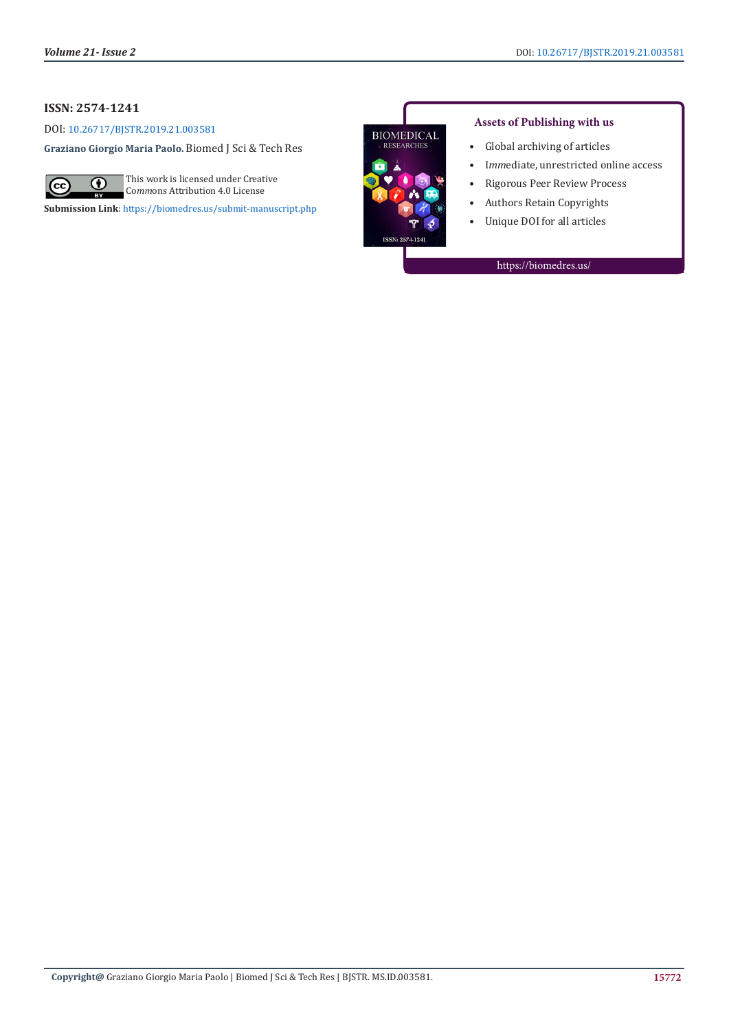**ISSN: 2574-1241**

DOI: 10.26717/BJSTR.2019.21.003581

**Graziano Giorgio Maria Paolo.** Biomed J Sci & Tech Res

This work is licensed under Creative Commons Attribution 4.0 License

**Submission Link**: https://biomedres.us/submit-manuscript.php

**Assets of Publishing with us**

- Global archiving of articles
- Immediate, unrestricted online access
- Rigorous Peer Review Process
- Authors Retain Copyrights
- Unique DOI for all articles

https://biomedres.us/